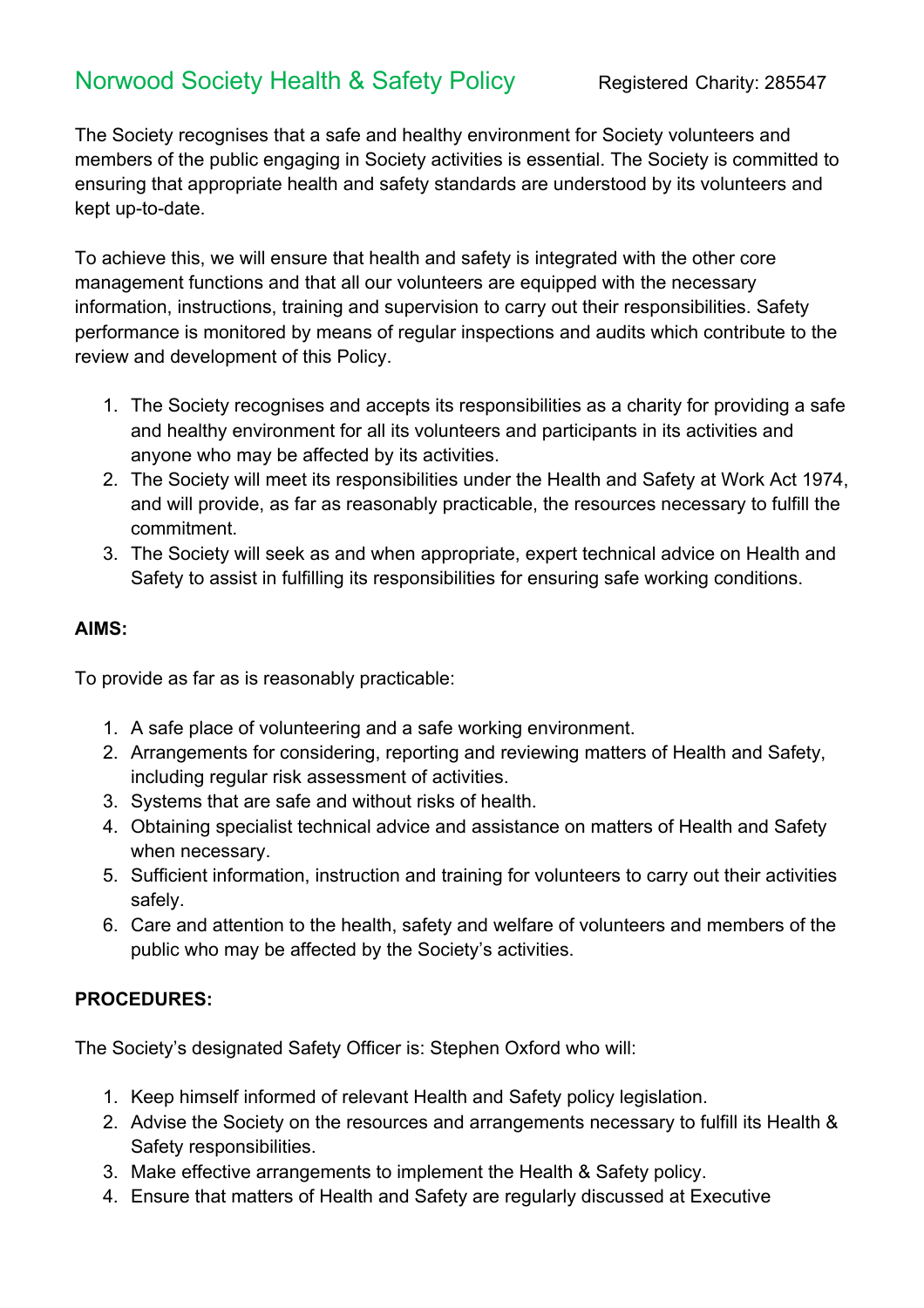# Norwood Society Health & Safety Policy

Registered Charity: 285547

The Society recognises that a safe and healthy environment for Society volunteers and members of the public engaging in Society activities is essential. The Society is committed to ensuring that appropriate health and safety standards are understood by its volunteers and kept up-to-date.

To achieve this, we will ensure that health and safety is integrated with the other core management functions and that all our volunteers are equipped with the necessary information, instructions, training and supervision to carry out their responsibilities. Safety performance is monitored by means of regular inspections and audits which contribute to the review and development of this Policy.

1. The Society recognises and accepts its responsibilities as a charity for providing a safe and healthy environment for all its volunteers and participants in its activities and anyone who may be affected by its activities.
2. The Society will meet its responsibilities under the Health and Safety at Work Act 1974, and will provide, as far as reasonably practicable, the resources necessary to fulfill the commitment.
3. The Society will seek as and when appropriate, expert technical advice on Health and Safety to assist in fulfilling its responsibilities for ensuring safe working conditions.

**AIMS:**

To provide as far as is reasonably practicable:

1. A safe place of volunteering and a safe working environment.
2. Arrangements for considering, reporting and reviewing matters of Health and Safety, including regular risk assessment of activities.
3. Systems that are safe and without risks of health.
4. Obtaining specialist technical advice and assistance on matters of Health and Safety when necessary.
5. Sufficient information, instruction and training for volunteers to carry out their activities safely.
6. Care and attention to the health, safety and welfare of volunteers and members of the public who may be affected by the Society's activities.

**PROCEDURES:**

The Society's designated Safety Officer is: Stephen Oxford who will:

1. Keep himself informed of relevant Health and Safety policy legislation.
2. Advise the Society on the resources and arrangements necessary to fulfill its Health & Safety responsibilities.
3. Make effective arrangements to implement the Health & Safety policy.
4. Ensure that matters of Health and Safety are regularly discussed at Executive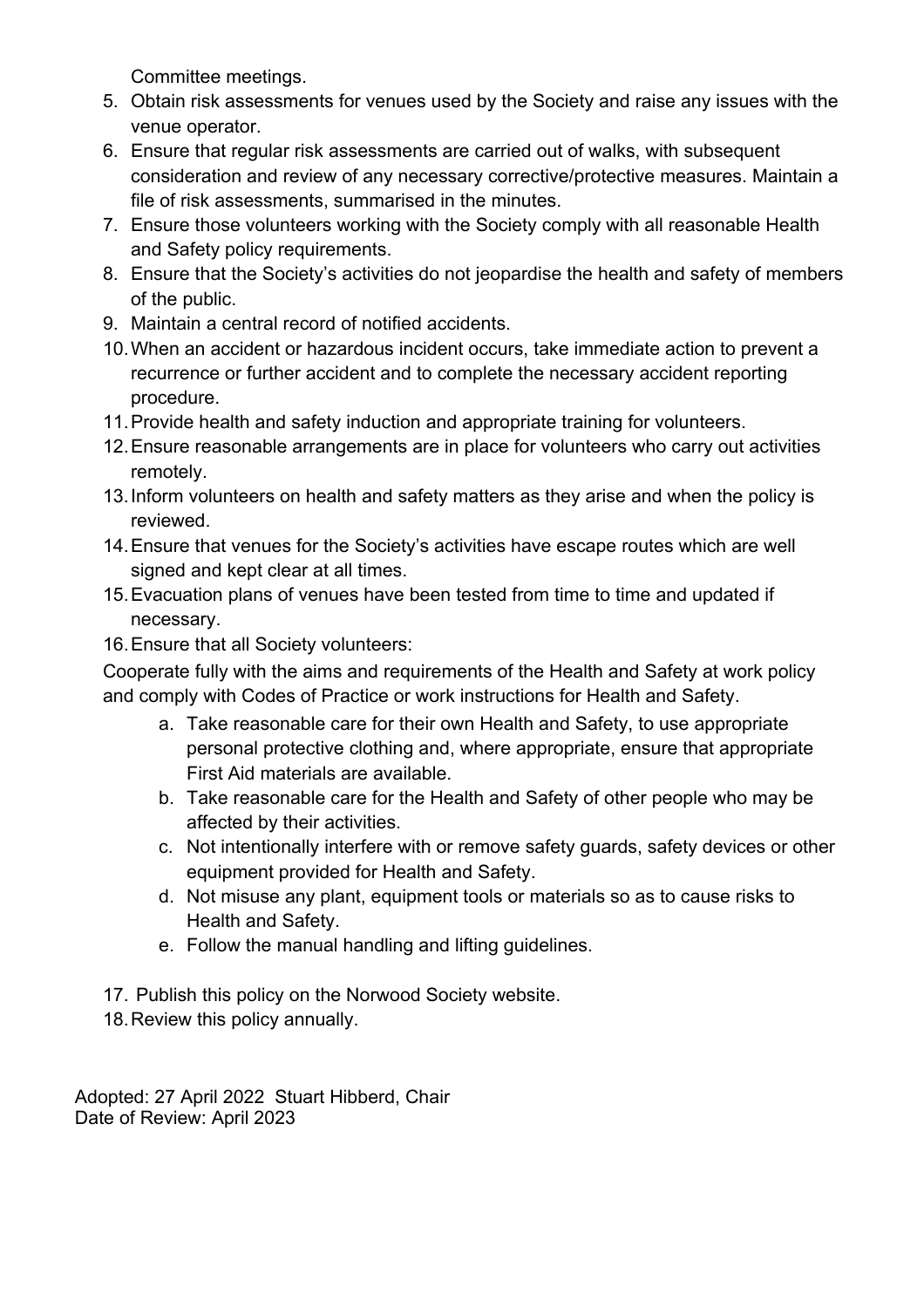Committee meetings.

5. Obtain risk assessments for venues used by the Society and raise any issues with the venue operator.
6. Ensure that regular risk assessments are carried out of walks, with subsequent consideration and review of any necessary corrective/protective measures. Maintain a file of risk assessments, summarised in the minutes.
7. Ensure those volunteers working with the Society comply with all reasonable Health and Safety policy requirements.
8. Ensure that the Society's activities do not jeopardise the health and safety of members of the public.
9. Maintain a central record of notified accidents.
10. When an accident or hazardous incident occurs, take immediate action to prevent a recurrence or further accident and to complete the necessary accident reporting procedure.
11. Provide health and safety induction and appropriate training for volunteers.
12. Ensure reasonable arrangements are in place for volunteers who carry out activities remotely.
13. Inform volunteers on health and safety matters as they arise and when the policy is reviewed.
14. Ensure that venues for the Society's activities have escape routes which are well signed and kept clear at all times.
15. Evacuation plans of venues have been tested from time to time and updated if necessary.
16. Ensure that all Society volunteers:

Cooperate fully with the aims and requirements of the Health and Safety at work policy and comply with Codes of Practice or work instructions for Health and Safety.

   a. Take reasonable care for their own Health and Safety, to use appropriate personal protective clothing and, where appropriate, ensure that appropriate First Aid materials are available.
   b. Take reasonable care for the Health and Safety of other people who may be affected by their activities.
   c. Not intentionally interfere with or remove safety guards, safety devices or other equipment provided for Health and Safety.
   d. Not misuse any plant, equipment tools or materials so as to cause risks to Health and Safety.
   e. Follow the manual handling and lifting guidelines.

17. Publish this policy on the Norwood Society website.
18. Review this policy annually.

Adopted: 27 April 2022 Stuart Hibberd, Chair
Date of Review: April 2023